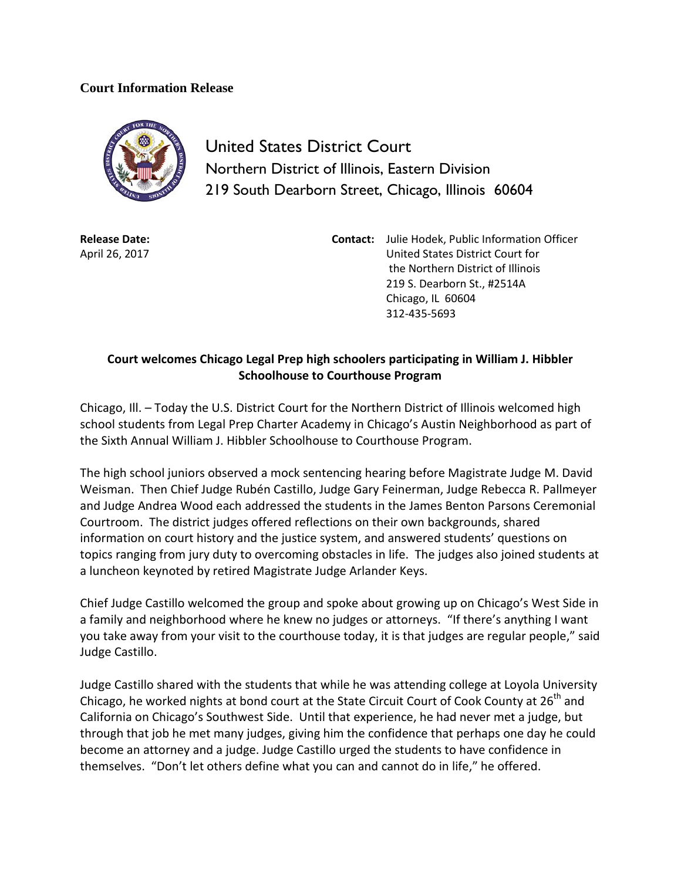**Court Information Release**

United States District Court
Northern District of Illinois, Eastern Division
219 South Dearborn Street, Chicago, Illinois 60604

**Release Date:**
April 26, 2017

**Contact:** Julie Hodek, Public Information Officer
United States District Court for
the Northern District of Illinois
219 S. Dearborn St., #2514A
Chicago, IL 60604
312-435-5693

**Court welcomes Chicago Legal Prep high schoolers participating in William J. Hibbler Schoolhouse to Courthouse Program**

Chicago, Ill. – Today the U.S. District Court for the Northern District of Illinois welcomed high school students from Legal Prep Charter Academy in Chicago's Austin Neighborhood as part of the Sixth Annual William J. Hibbler Schoolhouse to Courthouse Program.

The high school juniors observed a mock sentencing hearing before Magistrate Judge M. David Weisman. Then Chief Judge Rubén Castillo, Judge Gary Feinerman, Judge Rebecca R. Pallmeyer and Judge Andrea Wood each addressed the students in the James Benton Parsons Ceremonial Courtroom. The district judges offered reflections on their own backgrounds, shared information on court history and the justice system, and answered students' questions on topics ranging from jury duty to overcoming obstacles in life. The judges also joined students at a luncheon keynoted by retired Magistrate Judge Arlander Keys.

Chief Judge Castillo welcomed the group and spoke about growing up on Chicago's West Side in a family and neighborhood where he knew no judges or attorneys. "If there's anything I want you take away from your visit to the courthouse today, it is that judges are regular people," said Judge Castillo.

Judge Castillo shared with the students that while he was attending college at Loyola University Chicago, he worked nights at bond court at the State Circuit Court of Cook County at 26th and California on Chicago's Southwest Side. Until that experience, he had never met a judge, but through that job he met many judges, giving him the confidence that perhaps one day he could become an attorney and a judge. Judge Castillo urged the students to have confidence in themselves. "Don't let others define what you can and cannot do in life," he offered.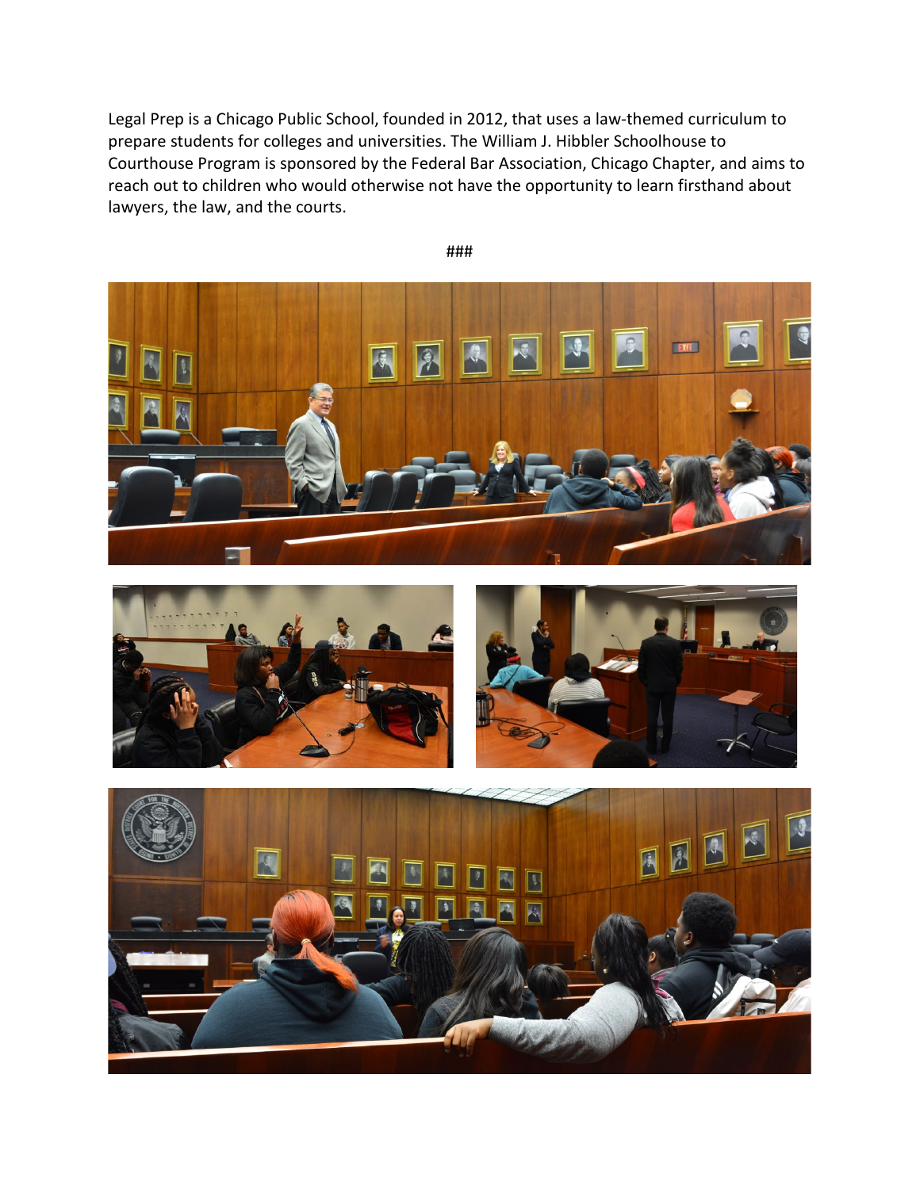Legal Prep is a Chicago Public School, founded in 2012, that uses a law-themed curriculum to prepare students for colleges and universities. The William J. Hibbler Schoolhouse to Courthouse Program is sponsored by the Federal Bar Association, Chicago Chapter, and aims to reach out to children who would otherwise not have the opportunity to learn firsthand about lawyers, the law, and the courts.

###